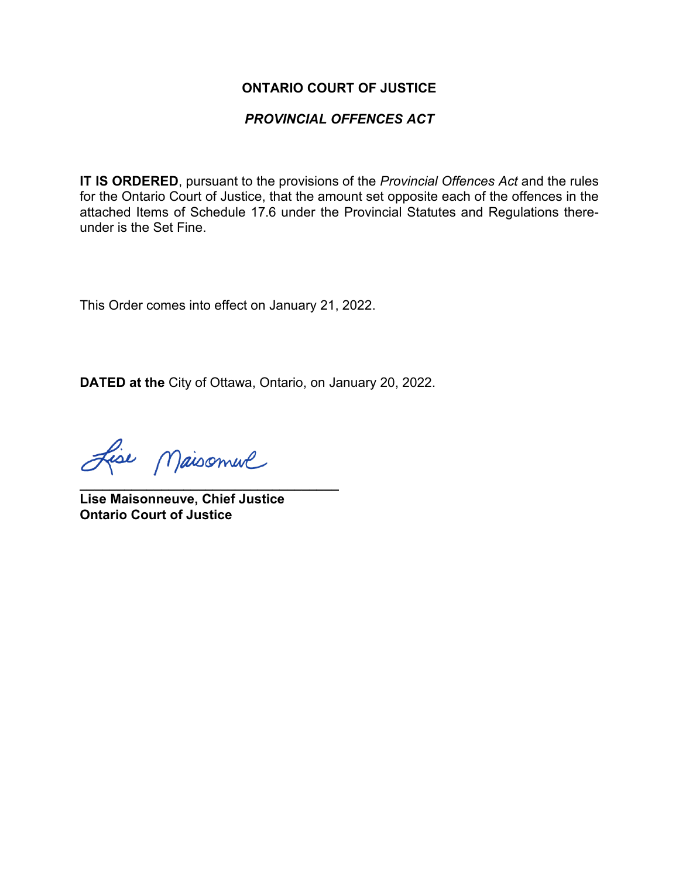**ONTARIO COURT OF JUSTICE**

***PROVINCIAL OFFENCES ACT***

**IT IS ORDERED**, pursuant to the provisions of the *Provincial Offences Act* and the rules for the Ontario Court of Justice, that the amount set opposite each of the offences in the attached Items of Schedule 17.6 under the Provincial Statutes and Regulations thereunder is the Set Fine.

This Order comes into effect on January 21, 2022.

**DATED at the** City of Ottawa, Ontario, on January 20, 2022.

Lise Maisonneuve

**Lise Maisonneuve, Chief Justice**
**Ontario Court of Justice**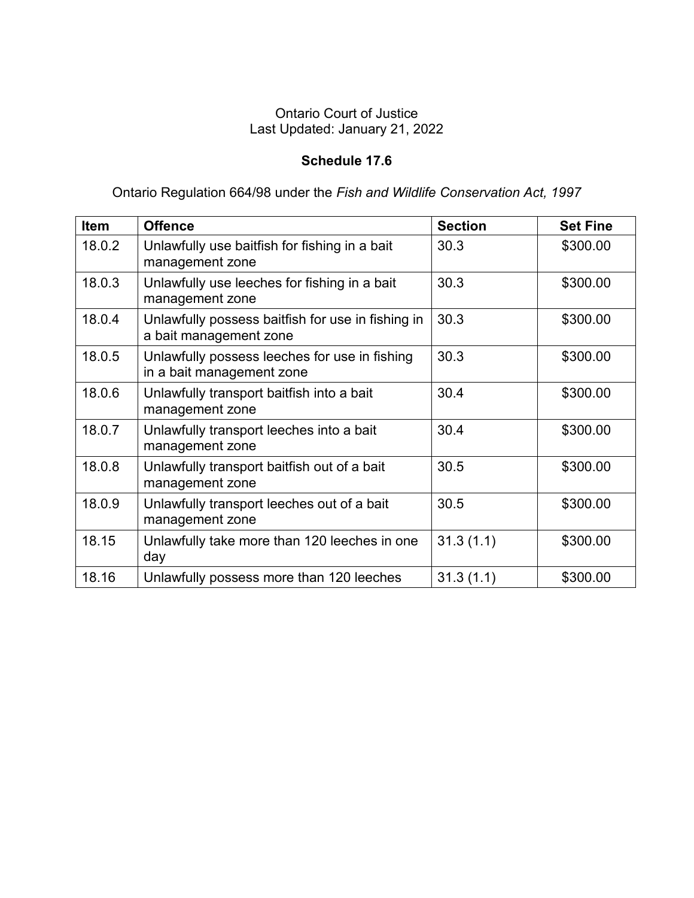Ontario Court of Justice
Last Updated: January 21, 2022

**Schedule 17.6**

Ontario Regulation 664/98 under the *Fish and Wildlife Conservation Act, 1997*

| Item | Offence | Section | Set Fine |
|---|---|---|---|
| 18.0.2 | Unlawfully use baitfish for fishing in a bait management zone | 30.3 | $300.00 |
| 18.0.3 | Unlawfully use leeches for fishing in a bait management zone | 30.3 | $300.00 |
| 18.0.4 | Unlawfully possess baitfish for use in fishing in a bait management zone | 30.3 | $300.00 |
| 18.0.5 | Unlawfully possess leeches for use in fishing in a bait management zone | 30.3 | $300.00 |
| 18.0.6 | Unlawfully transport baitfish into a bait management zone | 30.4 | $300.00 |
| 18.0.7 | Unlawfully transport leeches into a bait management zone | 30.4 | $300.00 |
| 18.0.8 | Unlawfully transport baitfish out of a bait management zone | 30.5 | $300.00 |
| 18.0.9 | Unlawfully transport leeches out of a bait management zone | 30.5 | $300.00 |
| 18.15 | Unlawfully take more than 120 leeches in one day | 31.3 (1.1) | $300.00 |
| 18.16 | Unlawfully possess more than 120 leeches | 31.3 (1.1) | $300.00 |